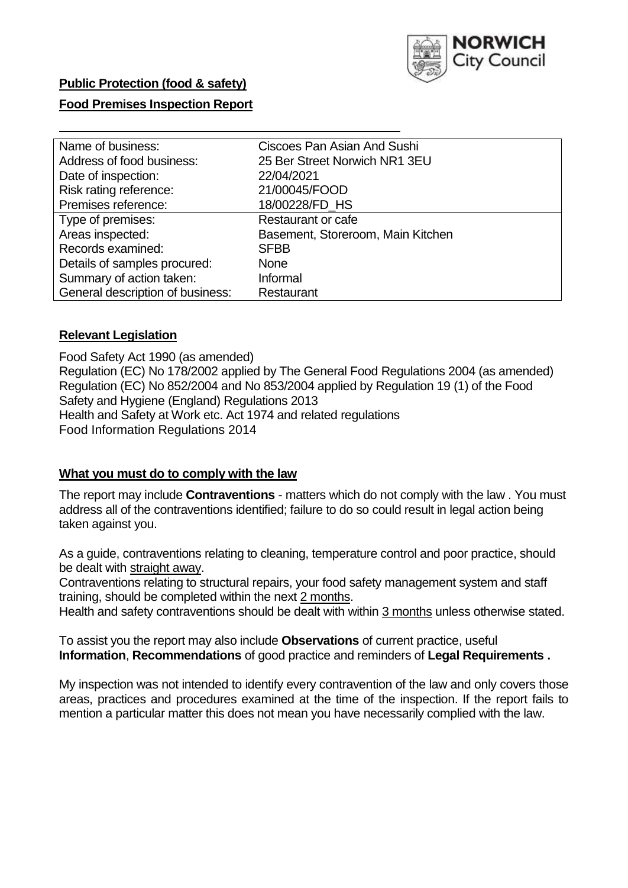**Public Protection (food & safety)**

**Food Premises Inspection Report**

| Name of business: | Ciscoes Pan Asian And Sushi |
|---|---|
| Address of food business: | 25 Ber Street Norwich NR1 3EU |
| Date of inspection: | 22/04/2021 |
| Risk rating reference: | 21/00045/FOOD |
| Premises reference: | 18/00228/FD_HS |
| Type of premises: | Restaurant or cafe |
| Areas inspected: | Basement, Storeroom, Main Kitchen |
| Records examined: | SFBB |
| Details of samples procured: | None |
| Summary of action taken: | Informal |
| General description of business: | Restaurant |

## **Relevant Legislation**

Food Safety Act 1990 (as amended)
Regulation (EC) No 178/2002 applied by The General Food Regulations 2004 (as amended)
Regulation (EC) No 852/2004 and No 853/2004 applied by Regulation 19 (1) of the Food Safety and Hygiene (England) Regulations 2013
Health and Safety at Work etc. Act 1974 and related regulations
Food Information Regulations 2014

## **What you must do to comply with the law**

The report may include **Contraventions** - matters which do not comply with the law . You must address all of the contraventions identified; failure to do so could result in legal action being taken against you.

As a guide, contraventions relating to cleaning, temperature control and poor practice, should be dealt with straight away.

Contraventions relating to structural repairs, your food safety management system and staff training, should be completed within the next 2 months.

Health and safety contraventions should be dealt with within 3 months unless otherwise stated.

To assist you the report may also include **Observations** of current practice, useful **Information**, **Recommendations** of good practice and reminders of **Legal Requirements .**

My inspection was not intended to identify every contravention of the law and only covers those areas, practices and procedures examined at the time of the inspection. If the report fails to mention a particular matter this does not mean you have necessarily complied with the law.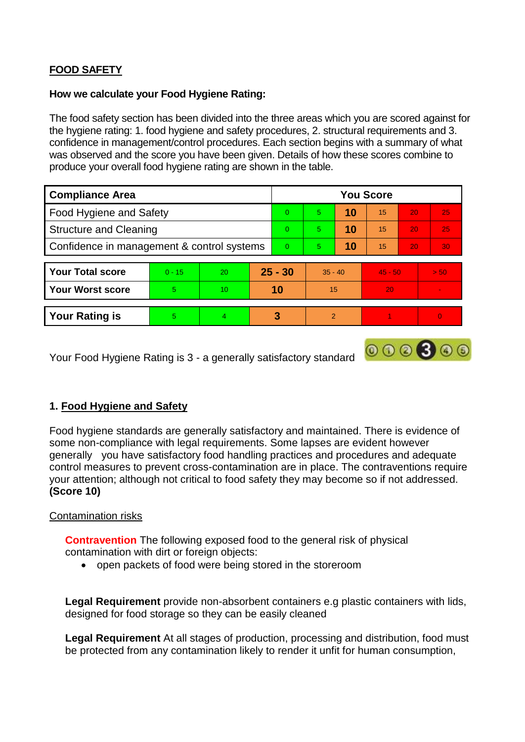## FOOD SAFETY

**How we calculate your Food Hygiene Rating:**

The food safety section has been divided into the three areas which you are scored against for the hygiene rating: 1. food hygiene and safety procedures, 2. structural requirements and 3. confidence in management/control procedures. Each section begins with a summary of what was observed and the score you have been given. Details of how these scores combine to produce your overall food hygiene rating are shown in the table.

| Compliance Area | You Score | | | | | |
|---|---|---|---|---|---|---|
| Food Hygiene and Safety | 0 | 5 | **10** | 15 | 20 | 25 |
| Structure and Cleaning | 0 | 5 | **10** | 15 | 20 | 25 |
| Confidence in management & control systems | 0 | 5 | **10** | 15 | 20 | 30 |

| | | | | | | |
|---|---|---|---|---|---|---|
| **Your Total score** | 0 - 15 | 20 | **25 - 30** | 35 - 40 | 45 - 50 | > 50 |
| **Your Worst score** | 5 | 10 | **10** | 15 | 20 | - |

| | | | | | | |
|---|---|---|---|---|---|---|
| **Your Rating is** | 5 | 4 | **3** | 2 | 1 | 0 |

Your Food Hygiene Rating is 3 - a generally satisfactory standard

### 1. Food Hygiene and Safety

Food hygiene standards are generally satisfactory and maintained. There is evidence of some non-compliance with legal requirements. Some lapses are evident however generally you have satisfactory food handling practices and procedures and adequate control measures to prevent cross-contamination are in place. The contraventions require your attention; although not critical to food safety they may become so if not addressed. **(Score 10)**

Contamination risks

**Contravention** The following exposed food to the general risk of physical contamination with dirt or foreign objects:

- open packets of food were being stored in the storeroom

**Legal Requirement** provide non-absorbent containers e.g plastic containers with lids, designed for food storage so they can be easily cleaned

**Legal Requirement** At all stages of production, processing and distribution, food must be protected from any contamination likely to render it unfit for human consumption,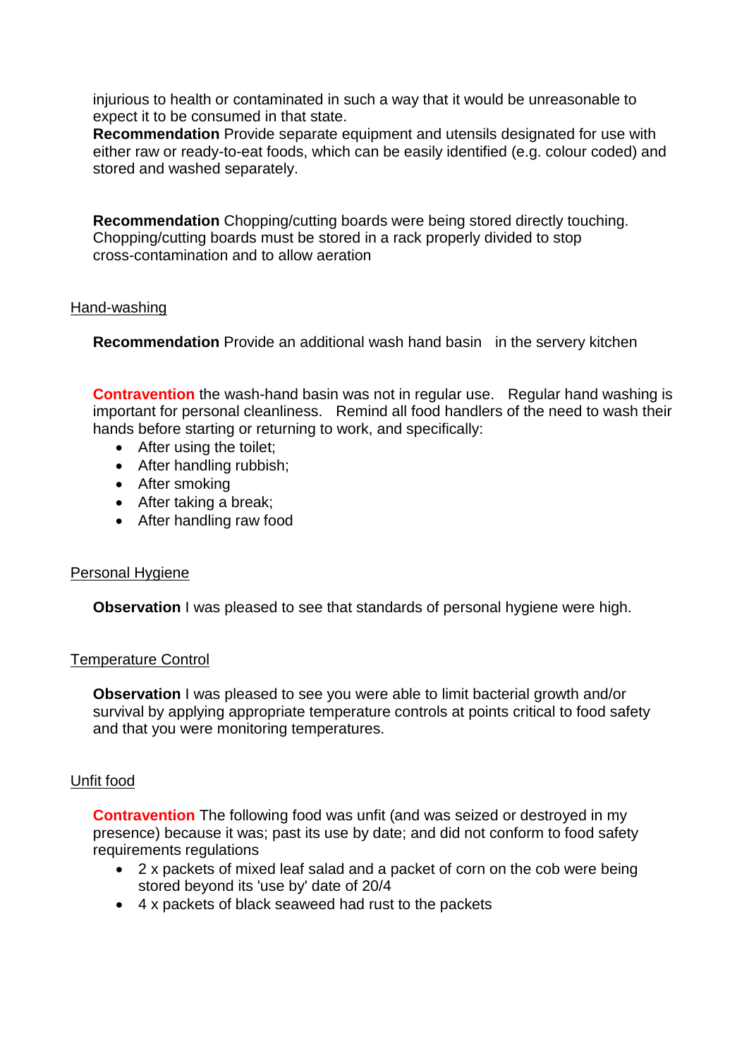injurious to health or contaminated in such a way that it would be unreasonable to expect it to be consumed in that state.

**Recommendation** Provide separate equipment and utensils designated for use with either raw or ready-to-eat foods, which can be easily identified (e.g. colour coded) and stored and washed separately.

**Recommendation** Chopping/cutting boards were being stored directly touching. Chopping/cutting boards must be stored in a rack properly divided to stop cross-contamination and to allow aeration

Hand-washing

**Recommendation** Provide an additional wash hand basin in the servery kitchen

**Contravention** the wash-hand basin was not in regular use. Regular hand washing is important for personal cleanliness. Remind all food handlers of the need to wash their hands before starting or returning to work, and specifically:

- After using the toilet;
- After handling rubbish;
- After smoking
- After taking a break;
- After handling raw food

Personal Hygiene

**Observation** I was pleased to see that standards of personal hygiene were high.

Temperature Control

**Observation** I was pleased to see you were able to limit bacterial growth and/or survival by applying appropriate temperature controls at points critical to food safety and that you were monitoring temperatures.

Unfit food

**Contravention** The following food was unfit (and was seized or destroyed in my presence) because it was; past its use by date; and did not conform to food safety requirements regulations

- 2 x packets of mixed leaf salad and a packet of corn on the cob were being stored beyond its 'use by' date of 20/4
- 4 x packets of black seaweed had rust to the packets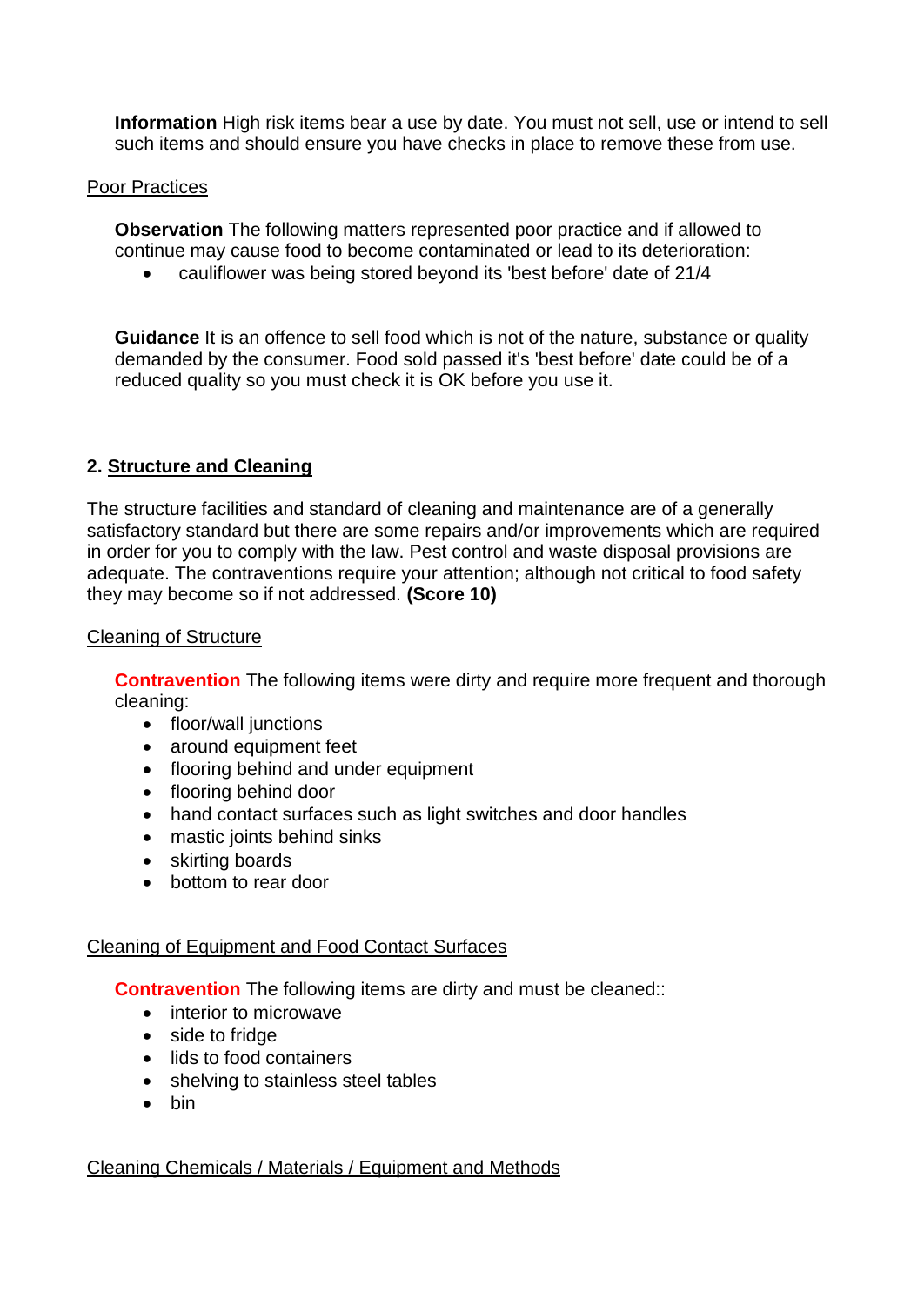**Information** High risk items bear a use by date. You must not sell, use or intend to sell such items and should ensure you have checks in place to remove these from use.

Poor Practices

**Observation** The following matters represented poor practice and if allowed to continue may cause food to become contaminated or lead to its deterioration:

- cauliflower was being stored beyond its 'best before' date of 21/4

**Guidance** It is an offence to sell food which is not of the nature, substance or quality demanded by the consumer. Food sold passed it's 'best before' date could be of a reduced quality so you must check it is OK before you use it.

## 2. Structure and Cleaning

The structure facilities and standard of cleaning and maintenance are of a generally satisfactory standard but there are some repairs and/or improvements which are required in order for you to comply with the law. Pest control and waste disposal provisions are adequate. The contraventions require your attention; although not critical to food safety they may become so if not addressed. **(Score 10)**

Cleaning of Structure

**Contravention** The following items were dirty and require more frequent and thorough cleaning:

- floor/wall junctions
- around equipment feet
- flooring behind and under equipment
- flooring behind door
- hand contact surfaces such as light switches and door handles
- mastic joints behind sinks
- skirting boards
- bottom to rear door

Cleaning of Equipment and Food Contact Surfaces

**Contravention** The following items are dirty and must be cleaned::

- interior to microwave
- side to fridge
- lids to food containers
- shelving to stainless steel tables
- bin

Cleaning Chemicals / Materials / Equipment and Methods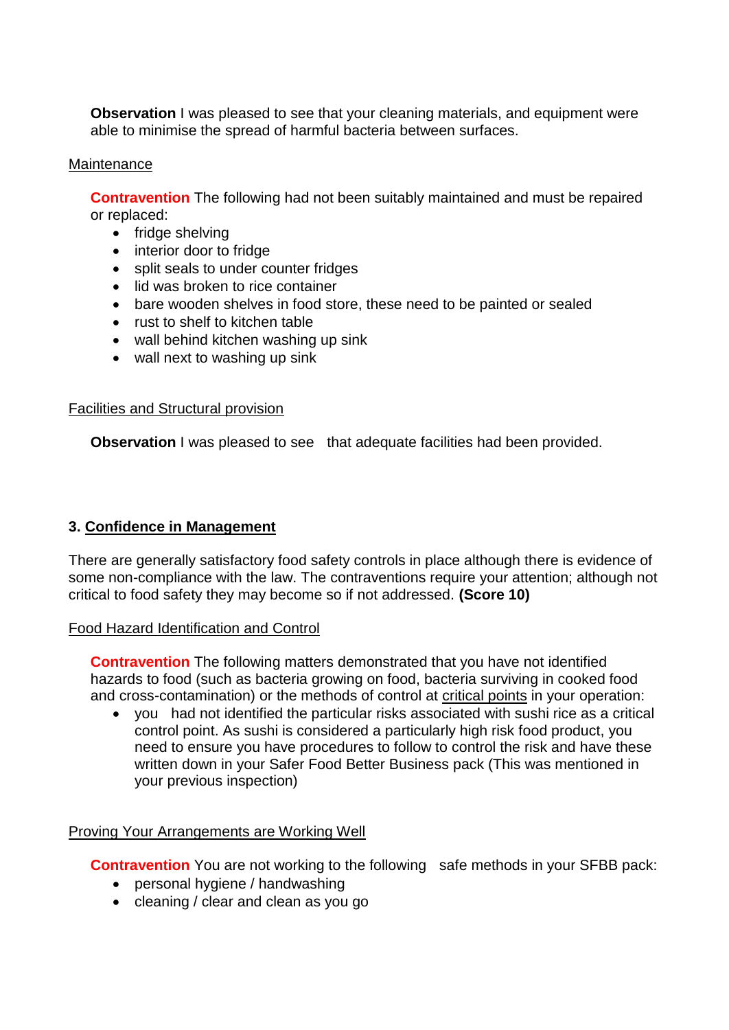**Observation** I was pleased to see that your cleaning materials, and equipment were able to minimise the spread of harmful bacteria between surfaces.

Maintenance

**Contravention** The following had not been suitably maintained and must be repaired or replaced:

- fridge shelving
- interior door to fridge
- split seals to under counter fridges
- lid was broken to rice container
- bare wooden shelves in food store, these need to be painted or sealed
- rust to shelf to kitchen table
- wall behind kitchen washing up sink
- wall next to washing up sink

Facilities and Structural provision

**Observation** I was pleased to see that adequate facilities had been provided.

## 3. Confidence in Management

There are generally satisfactory food safety controls in place although there is evidence of some non-compliance with the law. The contraventions require your attention; although not critical to food safety they may become so if not addressed. **(Score 10)**

Food Hazard Identification and Control

**Contravention** The following matters demonstrated that you have not identified hazards to food (such as bacteria growing on food, bacteria surviving in cooked food and cross-contamination) or the methods of control at critical points in your operation:

- you had not identified the particular risks associated with sushi rice as a critical control point. As sushi is considered a particularly high risk food product, you need to ensure you have procedures to follow to control the risk and have these written down in your Safer Food Better Business pack (This was mentioned in your previous inspection)

Proving Your Arrangements are Working Well

**Contravention** You are not working to the following safe methods in your SFBB pack:

- personal hygiene / handwashing
- cleaning / clear and clean as you go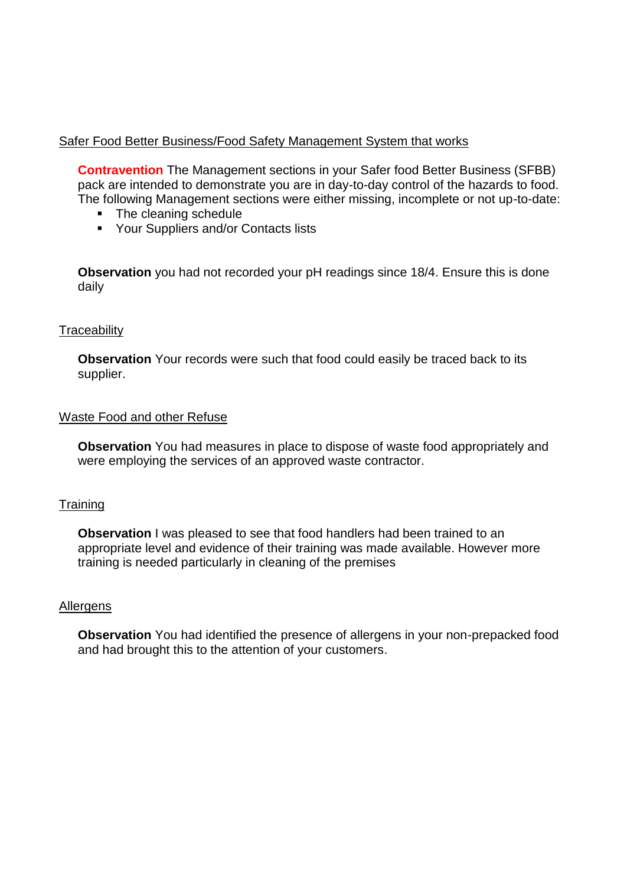Safer Food Better Business/Food Safety Management System that works

**Contravention** The Management sections in your Safer food Better Business (SFBB) pack are intended to demonstrate you are in day-to-day control of the hazards to food. The following Management sections were either missing, incomplete or not up-to-date:

- The cleaning schedule
- Your Suppliers and/or Contacts lists

**Observation** you had not recorded your pH readings since 18/4. Ensure this is done daily

Traceability

**Observation** Your records were such that food could easily be traced back to its supplier.

Waste Food and other Refuse

**Observation** You had measures in place to dispose of waste food appropriately and were employing the services of an approved waste contractor.

Training

**Observation** I was pleased to see that food handlers had been trained to an appropriate level and evidence of their training was made available. However more training is needed particularly in cleaning of the premises

Allergens

**Observation** You had identified the presence of allergens in your non-prepacked food and had brought this to the attention of your customers.